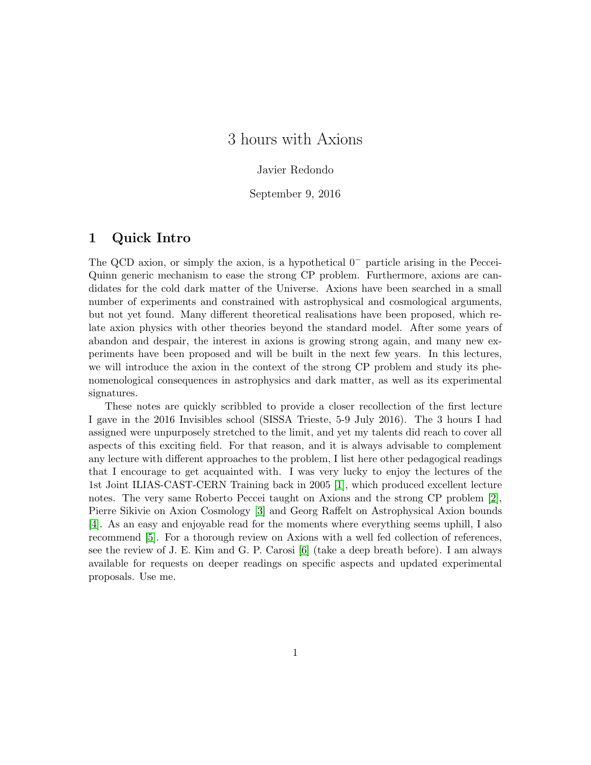# 3 hours with Axions

Javier Redondo

September 9, 2016

## 1 Quick Intro

The QCD axion, or simply the axion, is a hypothetical $0^-$ particle arising in the Peccei-Quinn generic mechanism to ease the strong CP problem. Furthermore, axions are candidates for the cold dark matter of the Universe. Axions have been searched in a small number of experiments and constrained with astrophysical and cosmological arguments, but not yet found. Many different theoretical realisations have been proposed, which relate axion physics with other theories beyond the standard model. After some years of abandon and despair, the interest in axions is growing strong again, and many new experiments have been proposed and will be built in the next few years. In this lectures, we will introduce the axion in the context of the strong CP problem and study its phenomenological consequences in astrophysics and dark matter, as well as its experimental signatures.

These notes are quickly scribbled to provide a closer recollection of the first lecture I gave in the 2016 Invisibles school (SISSA Trieste, 5-9 July 2016). The 3 hours I had assigned were unpurposely stretched to the limit, and yet my talents did reach to cover all aspects of this exciting field. For that reason, and it is always advisable to complement any lecture with different approaches to the problem, I list here other pedagogical readings that I encourage to get acquainted with. I was very lucky to enjoy the lectures of the 1st Joint ILIAS-CAST-CERN Training back in 2005 [1], which produced excellent lecture notes. The very same Roberto Peccei taught on Axions and the strong CP problem [2], Pierre Sikivie on Axion Cosmology [3] and Georg Raffelt on Astrophysical Axion bounds [4]. As an easy and enjoyable read for the moments where everything seems uphill, I also recommend [5]. For a thorough review on Axions with a well fed collection of references, see the review of J. E. Kim and G. P. Carosi [6] (take a deep breath before). I am always available for requests on deeper readings on specific aspects and updated experimental proposals. Use me.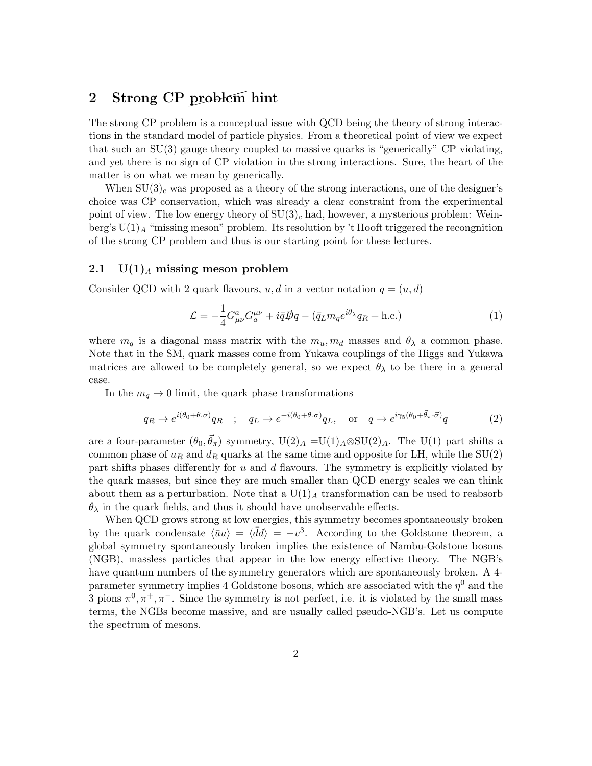## 2 Strong CP ~~problem~~ hint

The strong CP problem is a conceptual issue with QCD being the theory of strong interactions in the standard model of particle physics. From a theoretical point of view we expect that such an SU(3) gauge theory coupled to massive quarks is "generically" CP violating, and yet there is no sign of CP violation in the strong interactions. Sure, the heart of the matter is on what we mean by generically.

When $\mathrm{SU}(3)_c$ was proposed as a theory of the strong interactions, one of the designer's choice was CP conservation, which was already a clear constraint from the experimental point of view. The low energy theory of $\mathrm{SU}(3)_c$ had, however, a mysterious problem: Weinberg's $\mathrm{U}(1)_A$ "missing meson" problem. Its resolution by 't Hooft triggered the recongnition of the strong CP problem and thus is our starting point for these lectures.

### 2.1 $\mathrm{U}(1)_A$ missing meson problem

Consider QCD with 2 quark flavours, $u, d$ in a vector notation $q = (u, d)$

$$\mathcal{L} = -\frac{1}{4} G^a_{\mu\nu} G^{\mu\nu}_a + i\bar{q}\not{D}q - (\bar{q}_L m_q e^{i\theta_\lambda} q_R + \text{h.c.}) \tag{1}$$

where $m_q$ is a diagonal mass matrix with the $m_u, m_d$ masses and $\theta_\lambda$ a common phase. Note that in the SM, quark masses come from Yukawa couplings of the Higgs and Yukawa matrices are allowed to be completely general, so we expect $\theta_\lambda$ to be there in a general case.

In the $m_q \to 0$ limit, the quark phase transformations

$$q_R \to e^{i(\theta_0 + \theta.\sigma)} q_R \quad ; \quad q_L \to e^{-i(\theta_0 + \theta.\sigma)} q_L, \quad \text{or} \quad q \to e^{i\gamma_5(\theta_0 + \vec{\theta}_\pi \cdot \vec{\sigma})} q \tag{2}$$

are a four-parameter $(\theta_0, \vec{\theta}_\pi)$ symmetry, $\mathrm{U}(2)_A = \mathrm{U}(1)_A \otimes \mathrm{SU}(2)_A$. The U(1) part shifts a common phase of $u_R$ and $d_R$ quarks at the same time and opposite for LH, while the SU(2) part shifts phases differently for $u$ and $d$ flavours. The symmetry is explicitly violated by the quark masses, but since they are much smaller than QCD energy scales we can think about them as a perturbation. Note that a $\mathrm{U}(1)_A$ transformation can be used to reabsorb $\theta_\lambda$ in the quark fields, and thus it should have unobservable effects.

When QCD grows strong at low energies, this symmetry becomes spontaneously broken by the quark condensate $\langle \bar{u}u \rangle = \langle \bar{d}d \rangle = -v^3$. According to the Goldstone theorem, a global symmetry spontaneously broken implies the existence of Nambu-Golstone bosons (NGB), massless particles that appear in the low energy effective theory. The NGB's have quantum numbers of the symmetry generators which are spontaneously broken. A 4-parameter symmetry implies 4 Goldstone bosons, which are associated with the $\eta^0$ and the 3 pions $\pi^0, \pi^+, \pi^-$. Since the symmetry is not perfect, i.e. it is violated by the small mass terms, the NGBs become massive, and are usually called pseudo-NGB's. Let us compute the spectrum of mesons.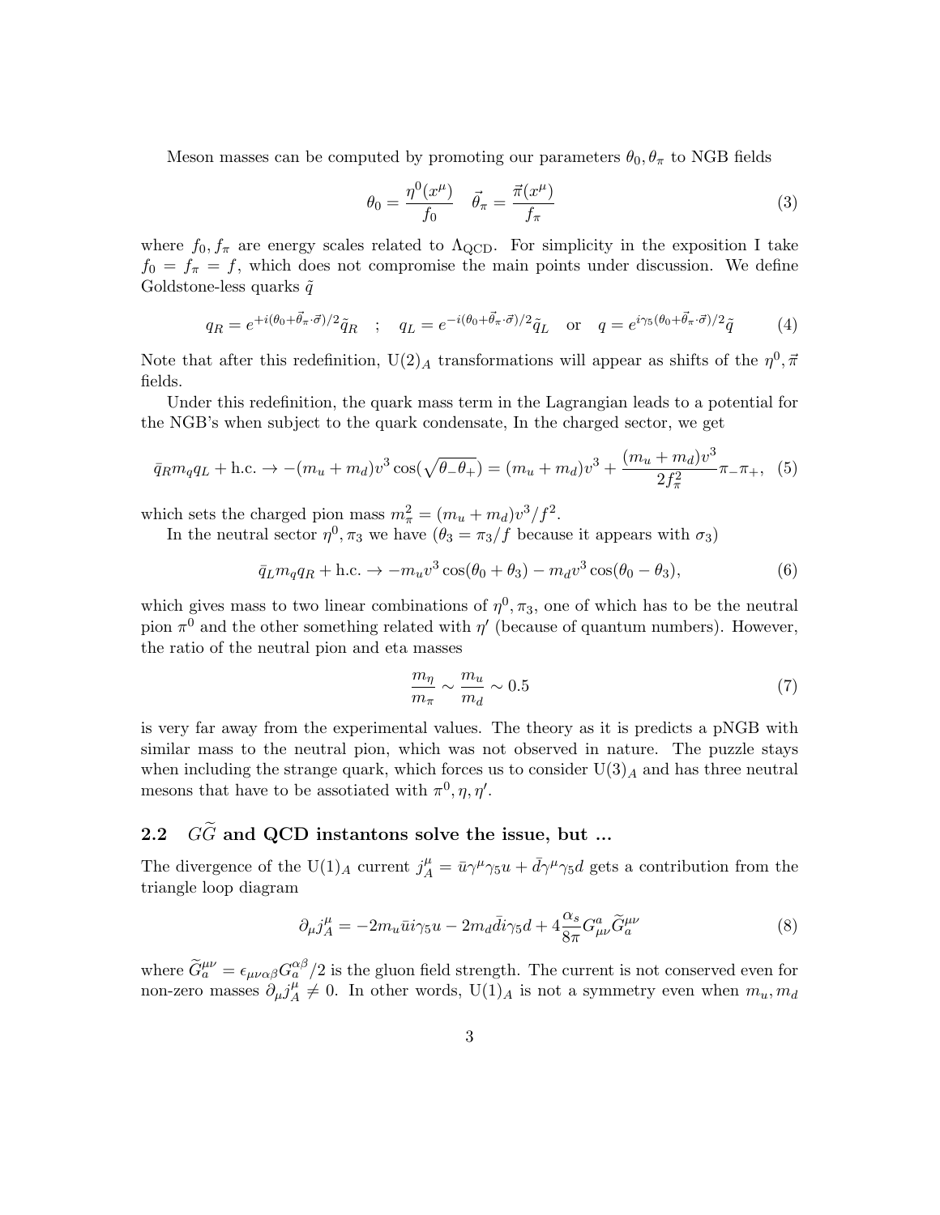Meson masses can be computed by promoting our parameters $\theta_0, \theta_\pi$ to NGB fields

$$\theta_0 = \frac{\eta^0(x^\mu)}{f_0} \quad \vec{\theta}_\pi = \frac{\vec{\pi}(x^\mu)}{f_\pi} \tag{3}$$

where $f_0, f_\pi$ are energy scales related to $\Lambda_{\rm QCD}$. For simplicity in the exposition I take $f_0 = f_\pi = f$, which does not compromise the main points under discussion. We define Goldstone-less quarks $\tilde{q}$

$$q_R = e^{+i(\theta_0+\vec{\theta}_\pi\cdot\vec{\sigma})/2}\tilde{q}_R \quad ; \quad q_L = e^{-i(\theta_0+\vec{\theta}_\pi\cdot\vec{\sigma})/2}\tilde{q}_L \quad \text{or} \quad q = e^{i\gamma_5(\theta_0+\vec{\theta}_\pi\cdot\vec{\sigma})/2}\tilde{q} \tag{4}$$

Note that after this redefinition, U(2)$_A$ transformations will appear as shifts of the $\eta^0, \vec{\pi}$ fields.

Under this redefinition, the quark mass term in the Lagrangian leads to a potential for the NGB's when subject to the quark condensate, In the charged sector, we get

$$\bar{q}_R m_q q_L + \text{h.c.} \to -(m_u + m_d)v^3 \cos(\sqrt{\theta_-\theta_+}) = (m_u + m_d)v^3 + \frac{(m_u + m_d)v^3}{2f_\pi^2}\pi_-\pi_+, \tag{5}$$

which sets the charged pion mass $m_\pi^2 = (m_u + m_d)v^3/f^2$.

In the neutral sector $\eta^0, \pi_3$ we have ($\theta_3 = \pi_3/f$ because it appears with $\sigma_3$)

$$\bar{q}_L m_q q_R + \text{h.c.} \to -m_u v^3 \cos(\theta_0 + \theta_3) - m_d v^3 \cos(\theta_0 - \theta_3), \tag{6}$$

which gives mass to two linear combinations of $\eta^0, \pi_3$, one of which has to be the neutral pion $\pi^0$ and the other something related with $\eta'$ (because of quantum numbers). However, the ratio of the neutral pion and eta masses

$$\frac{m_\eta}{m_\pi} \sim \frac{m_u}{m_d} \sim 0.5 \tag{7}$$

is very far away from the experimental values. The theory as it is predicts a pNGB with similar mass to the neutral pion, which was not observed in nature. The puzzle stays when including the strange quark, which forces us to consider U(3)$_A$ and has three neutral mesons that have to be assotiated with $\pi^0, \eta, \eta'$.

## 2.2 $G\widetilde{G}$ and QCD instantons solve the issue, but ...

The divergence of the U(1)$_A$ current $j_A^\mu = \bar{u}\gamma^\mu\gamma_5 u + \bar{d}\gamma^\mu\gamma_5 d$ gets a contribution from the triangle loop diagram

$$\partial_\mu j_A^\mu = -2m_u \bar{u} i\gamma_5 u - 2m_d \bar{d} i\gamma_5 d + 4\frac{\alpha_s}{8\pi} G^a_{\mu\nu}\widetilde{G}^{\mu\nu}_a \tag{8}$$

where $\widetilde{G}^{\mu\nu}_a = \epsilon_{\mu\nu\alpha\beta}G^{\alpha\beta}_a/2$ is the gluon field strength. The current is not conserved even for non-zero masses $\partial_\mu j_A^\mu \neq 0$. In other words, U(1)$_A$ is not a symmetry even when $m_u, m_d$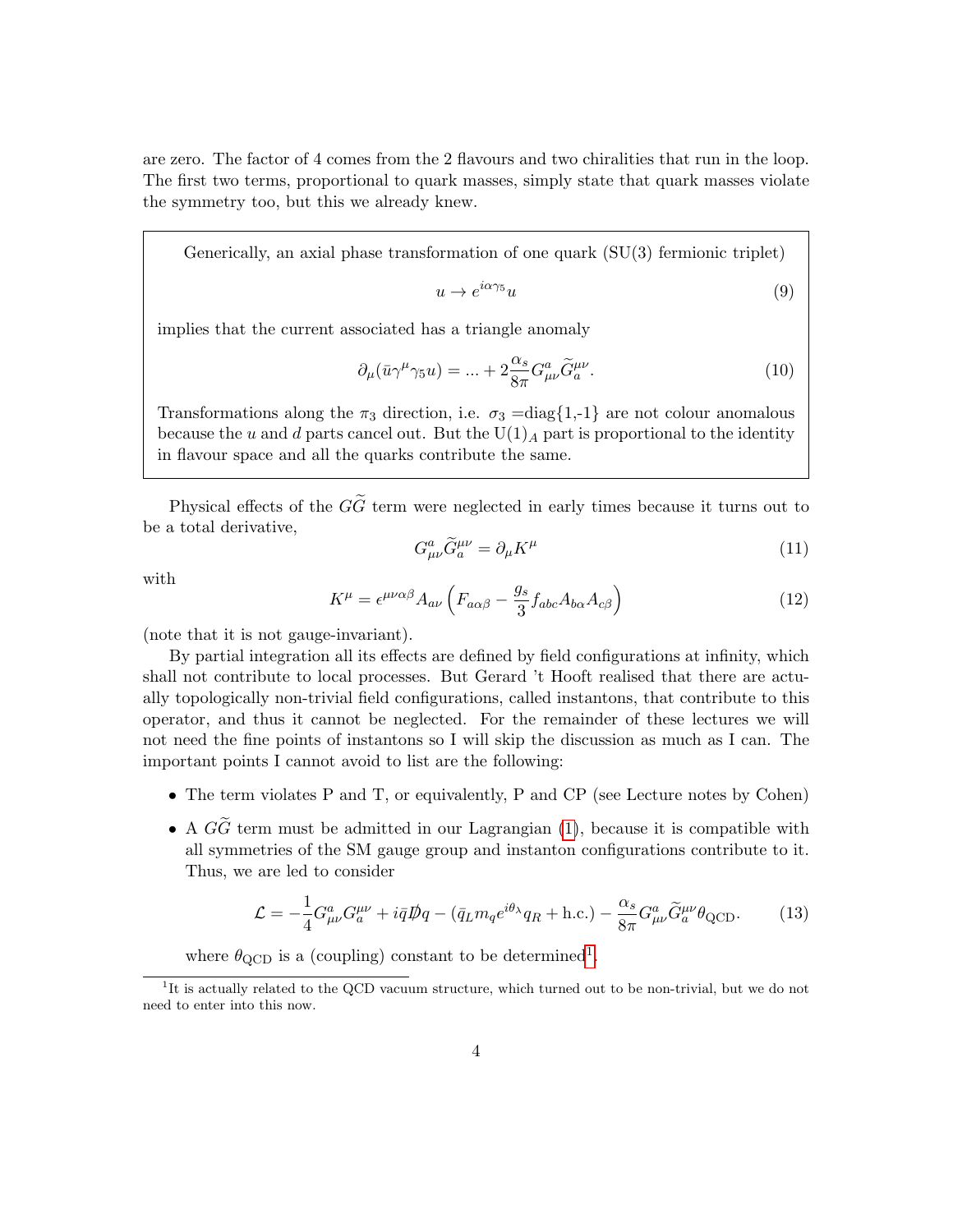are zero. The factor of 4 comes from the 2 flavours and two chiralities that run in the loop. The first two terms, proportional to quark masses, simply state that quark masses violate the symmetry too, but this we already knew.

> Generically, an axial phase transformation of one quark (SU(3) fermionic triplet)
>
> $$u \to e^{i\alpha\gamma_5} u \tag{9}$$
>
> implies that the current associated has a triangle anomaly
>
> $$\partial_\mu(\bar{u}\gamma^\mu\gamma_5 u) = ... + 2\frac{\alpha_s}{8\pi} G^a_{\mu\nu}\widetilde{G}^{\mu\nu}_a. \tag{10}$$
>
> Transformations along the $\pi_3$ direction, i.e. $\sigma_3$ =diag{1,-1} are not colour anomalous because the $u$ and $d$ parts cancel out. But the $\mathrm{U}(1)_A$ part is proportional to the identity in flavour space and all the quarks contribute the same.

Physical effects of the $G\widetilde{G}$ term were neglected in early times because it turns out to be a total derivative,

$$G^a_{\mu\nu}\widetilde{G}^{\mu\nu}_a = \partial_\mu K^\mu \tag{11}$$

with

$$K^\mu = \epsilon^{\mu\nu\alpha\beta} A_{a\nu}\left(F_{a\alpha\beta} - \frac{g_s}{3} f_{abc} A_{b\alpha} A_{c\beta}\right) \tag{12}$$

(note that it is not gauge-invariant).

By partial integration all its effects are defined by field configurations at infinity, which shall not contribute to local processes. But Gerard 't Hooft realised that there are actually topologically non-trivial field configurations, called instantons, that contribute to this operator, and thus it cannot be neglected. For the remainder of these lectures we will not need the fine points of instantons so I will skip the discussion as much as I can. The important points I cannot avoid to list are the following:

- The term violates P and T, or equivalently, P and CP (see Lecture notes by Cohen)
- A $G\widetilde{G}$ term must be admitted in our Lagrangian (1), because it is compatible with all symmetries of the SM gauge group and instanton configurations contribute to it. Thus, we are led to consider

$$\mathcal{L} = -\frac{1}{4} G^a_{\mu\nu} G^{\mu\nu}_a + i\bar{q}\not{D}q - (\bar{q}_L m_q e^{i\theta_\lambda} q_R + \text{h.c.}) - \frac{\alpha_s}{8\pi} G^a_{\mu\nu}\widetilde{G}^{\mu\nu}_a \theta_{\text{QCD}}. \tag{13}$$

where $\theta_{\text{QCD}}$ is a (coupling) constant to be determined[1].

[1] It is actually related to the QCD vacuum structure, which turned out to be non-trivial, but we do not need to enter into this now.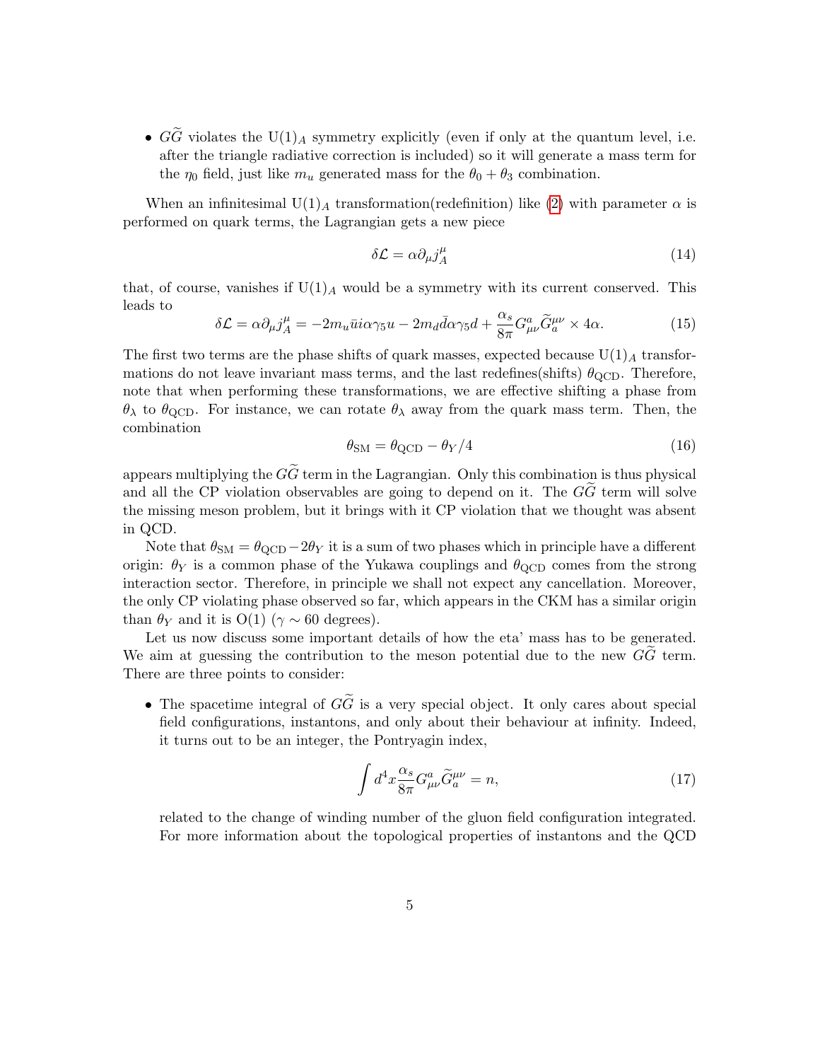- $G\widetilde{G}$ violates the $U(1)_A$ symmetry explicitly (even if only at the quantum level, i.e. after the triangle radiative correction is included) so it will generate a mass term for the $\eta_0$ field, just like $m_u$ generated mass for the $\theta_0 + \theta_3$ combination.

When an infinitesimal $U(1)_A$ transformation(redefinition) like (2) with parameter $\alpha$ is performed on quark terms, the Lagrangian gets a new piece

$$\delta\mathcal{L} = \alpha \partial_\mu j^\mu_A \tag{14}$$

that, of course, vanishes if $U(1)_A$ would be a symmetry with its current conserved. This leads to

$$\delta\mathcal{L} = \alpha \partial_\mu j^\mu_A = -2m_u \bar{u} i\alpha\gamma_5 u - 2m_d \bar{d}\alpha\gamma_5 d + \frac{\alpha_s}{8\pi} G^a_{\mu\nu}\widetilde{G}^{\mu\nu}_a \times 4\alpha. \tag{15}$$

The first two terms are the phase shifts of quark masses, expected because $U(1)_A$ transformations do not leave invariant mass terms, and the last redefines(shifts) $\theta_{\rm QCD}$. Therefore, note that when performing these transformations, we are effective shifting a phase from $\theta_\lambda$ to $\theta_{\rm QCD}$. For instance, we can rotate $\theta_\lambda$ away from the quark mass term. Then, the combination

$$\theta_{\rm SM} = \theta_{\rm QCD} - \theta_Y/4 \tag{16}$$

appears multiplying the $G\widetilde{G}$ term in the Lagrangian. Only this combination is thus physical and all the CP violation observables are going to depend on it. The $G\widetilde{G}$ term will solve the missing meson problem, but it brings with it CP violation that we thought was absent in QCD.

Note that $\theta_{\rm SM} = \theta_{\rm QCD} - 2\theta_Y$ it is a sum of two phases which in principle have a different origin: $\theta_Y$ is a common phase of the Yukawa couplings and $\theta_{\rm QCD}$ comes from the strong interaction sector. Therefore, in principle we shall not expect any cancellation. Moreover, the only CP violating phase observed so far, which appears in the CKM has a similar origin than $\theta_Y$ and it is $O(1)$ ($\gamma \sim 60$ degrees).

Let us now discuss some important details of how the eta' mass has to be generated. We aim at guessing the contribution to the meson potential due to the new $G\widetilde{G}$ term. There are three points to consider:

- The spacetime integral of $G\widetilde{G}$ is a very special object. It only cares about special field configurations, instantons, and only about their behaviour at infinity. Indeed, it turns out to be an integer, the Pontryagin index,

$$\int d^4x \frac{\alpha_s}{8\pi} G^a_{\mu\nu}\widetilde{G}^{\mu\nu}_a = n, \tag{17}$$

related to the change of winding number of the gluon field configuration integrated. For more information about the topological properties of instantons and the QCD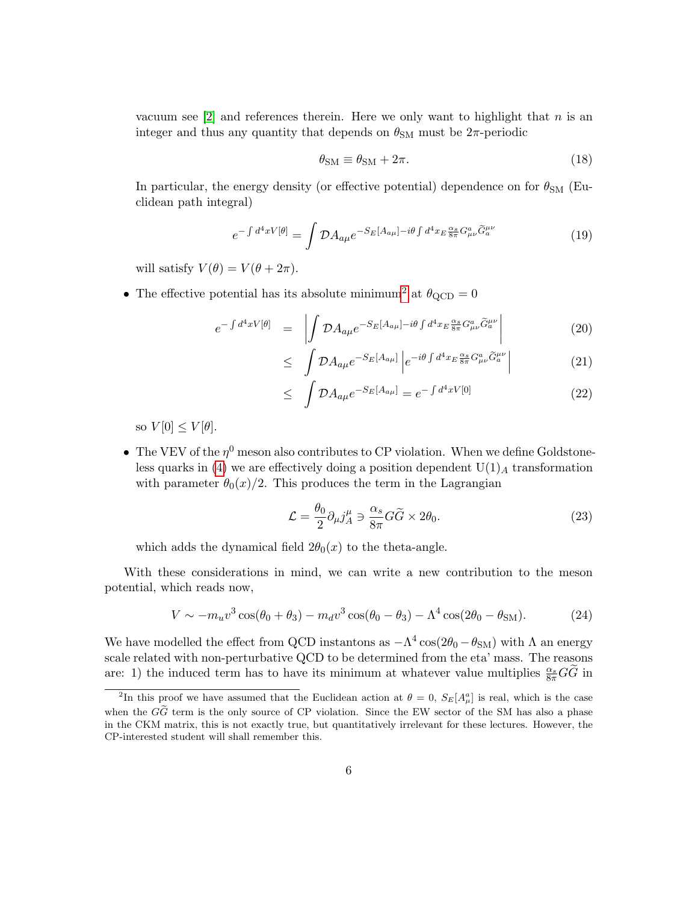vacuum see [2] and references therein. Here we only want to highlight that $n$ is an integer and thus any quantity that depends on $\theta_{\rm SM}$ must be $2\pi$-periodic

$$\theta_{\rm SM} \equiv \theta_{\rm SM} + 2\pi. \tag{18}$$

In particular, the energy density (or effective potential) dependence on for $\theta_{\rm SM}$ (Euclidean path integral)

$$e^{-\int d^4x V[\theta]} = \int \mathcal{D}A_{a\mu} e^{-S_E[A_{a\mu}] - i\theta \int d^4x_E \frac{\alpha_s}{8\pi} G^a_{\mu\nu}\widetilde{G}^{\mu\nu}_a} \tag{19}$$

will satisfy $V(\theta) = V(\theta + 2\pi)$.

- The effective potential has its absolute minimum[2] at $\theta_{\rm QCD} = 0$

$$\begin{aligned} e^{-\int d^4x V[\theta]} &= \left| \int \mathcal{D}A_{a\mu} e^{-S_E[A_{a\mu}] - i\theta \int d^4x_E \frac{\alpha_s}{8\pi} G^a_{\mu\nu}\widetilde{G}^{\mu\nu}_a} \right| & (20) \\ &\leq \int \mathcal{D}A_{a\mu} e^{-S_E[A_{a\mu}]} \left| e^{-i\theta \int d^4x_E \frac{\alpha_s}{8\pi} G^a_{\mu\nu}\widetilde{G}^{\mu\nu}_a} \right| & (21) \\ &\leq \int \mathcal{D}A_{a\mu} e^{-S_E[A_{a\mu}]} = e^{-\int d^4x V[0]} & (22) \end{aligned}$$

  so $V[0] \leq V[\theta]$.

- The VEV of the $\eta^0$ meson also contributes to CP violation. When we define Goldstone-less quarks in (4) we are effectively doing a position dependent $\mathrm{U}(1)_A$ transformation with parameter $\theta_0(x)/2$. This produces the term in the Lagrangian

$$\mathcal{L} = \frac{\theta_0}{2}\partial_\mu j^\mu_A \ni \frac{\alpha_s}{8\pi} G\widetilde{G} \times 2\theta_0. \tag{23}$$

  which adds the dynamical field $2\theta_0(x)$ to the theta-angle.

With these considerations in mind, we can write a new contribution to the meson potential, which reads now,

$$V \sim -m_u v^3 \cos(\theta_0 + \theta_3) - m_d v^3 \cos(\theta_0 - \theta_3) - \Lambda^4 \cos(2\theta_0 - \theta_{\rm SM}). \tag{24}$$

We have modelled the effect from QCD instantons as $-\Lambda^4 \cos(2\theta_0 - \theta_{\rm SM})$ with $\Lambda$ an energy scale related with non-perturbative QCD to be determined from the eta' mass. The reasons are: 1) the induced term has to have its minimum at whatever value multiplies $\frac{\alpha_s}{8\pi} G\widetilde{G}$ in

[2] In this proof we have assumed that the Euclidean action at $\theta = 0$, $S_E[A^a_\mu]$ is real, which is the case when the $G\widetilde{G}$ term is the only source of CP violation. Since the EW sector of the SM has also a phase in the CKM matrix, this is not exactly true, but quantitatively irrelevant for these lectures. However, the CP-interested student will shall remember this.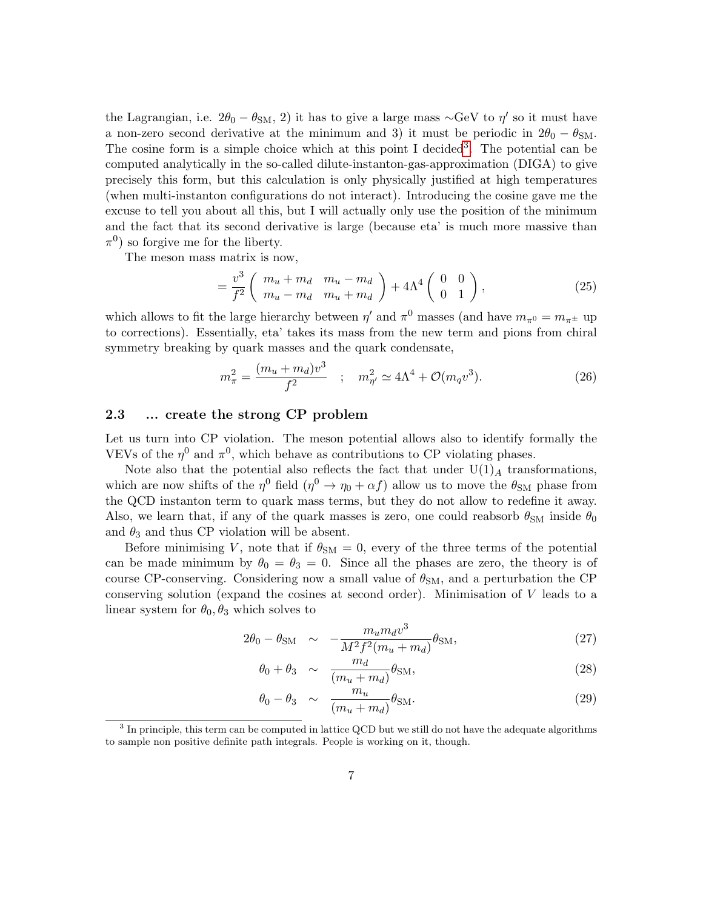the Lagrangian, i.e. $2\theta_0 - \theta_{\rm SM}$, 2) it has to give a large mass $\sim$GeV to $\eta'$ so it must have a non-zero second derivative at the minimum and 3) it must be periodic in $2\theta_0 - \theta_{\rm SM}$. The cosine form is a simple choice which at this point I decided[3]. The potential can be computed analytically in the so-called dilute-instanton-gas-approximation (DIGA) to give precisely this form, but this calculation is only physically justified at high temperatures (when multi-instanton configurations do not interact). Introducing the cosine gave me the excuse to tell you about all this, but I will actually only use the position of the minimum and the fact that its second derivative is large (because eta' is much more massive than $\pi^0$) so forgive me for the liberty.

The meson mass matrix is now,

$$= \frac{v^3}{f^2}\left(\begin{array}{cc} m_u+m_d & m_u-m_d \\ m_u-m_d & m_u+m_d \end{array}\right) + 4\Lambda^4 \left(\begin{array}{cc} 0 & 0 \\ 0 & 1 \end{array}\right), \tag{25}$$

which allows to fit the large hierarchy between $\eta'$ and $\pi^0$ masses (and have $m_{\pi^0} = m_{\pi^\pm}$ up to corrections). Essentially, eta' takes its mass from the new term and pions from chiral symmetry breaking by quark masses and the quark condensate,

$$m_\pi^2 = \frac{(m_u+m_d)v^3}{f^2} \quad ; \quad m_{\eta'}^2 \simeq 4\Lambda^4 + \mathcal{O}(m_q v^3). \tag{26}$$

### 2.3 ... create the strong CP problem

Let us turn into CP violation. The meson potential allows also to identify formally the VEVs of the $\eta^0$ and $\pi^0$, which behave as contributions to CP violating phases.

Note also that the potential also reflects the fact that under $\mathrm{U}(1)_A$ transformations, which are now shifts of the $\eta^0$ field ($\eta^0 \to \eta_0 + \alpha f$) allow us to move the $\theta_{\rm SM}$ phase from the QCD instanton term to quark mass terms, but they do not allow to redefine it away. Also, we learn that, if any of the quark masses is zero, one could reabsorb $\theta_{\rm SM}$ inside $\theta_0$ and $\theta_3$ and thus CP violation will be absent.

Before minimising $V$, note that if $\theta_{\rm SM} = 0$, every of the three terms of the potential can be made minimum by $\theta_0 = \theta_3 = 0$. Since all the phases are zero, the theory is of course CP-conserving. Considering now a small value of $\theta_{\rm SM}$, and a perturbation the CP conserving solution (expand the cosines at second order). Minimisation of $V$ leads to a linear system for $\theta_0, \theta_3$ which solves to

$$2\theta_0 - \theta_{\rm SM} \sim -\frac{m_u m_d v^3}{M^2 f^2 (m_u+m_d)}\theta_{\rm SM}, \tag{27}$$

$$\theta_0 + \theta_3 \sim \frac{m_d}{(m_u+m_d)}\theta_{\rm SM}, \tag{28}$$

$$\theta_0 - \theta_3 \sim \frac{m_u}{(m_u+m_d)}\theta_{\rm SM}. \tag{29}$$

[3] In principle, this term can be computed in lattice QCD but we still do not have the adequate algorithms to sample non positive definite path integrals. People is working on it, though.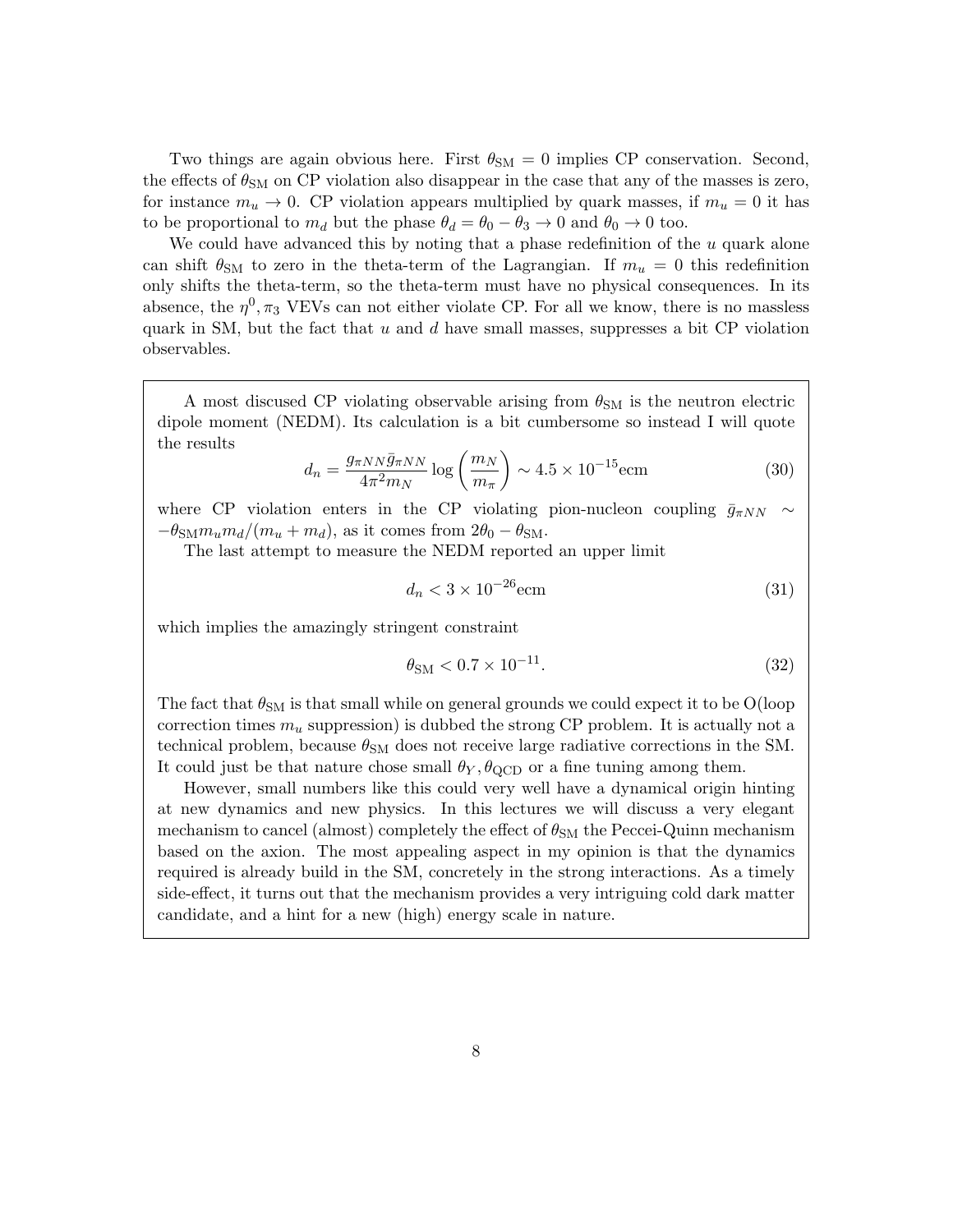Two things are again obvious here. First $\theta_{\rm SM} = 0$ implies CP conservation. Second, the effects of $\theta_{\rm SM}$ on CP violation also disappear in the case that any of the masses is zero, for instance $m_u \to 0$. CP violation appears multiplied by quark masses, if $m_u = 0$ it has to be proportional to $m_d$ but the phase $\theta_d = \theta_0 - \theta_3 \to 0$ and $\theta_0 \to 0$ too.

We could have advanced this by noting that a phase redefinition of the $u$ quark alone can shift $\theta_{\rm SM}$ to zero in the theta-term of the Lagrangian. If $m_u = 0$ this redefinition only shifts the theta-term, so the theta-term must have no physical consequences. In its absence, the $\eta^0, \pi_3$ VEVs can not either violate CP. For all we know, there is no massless quark in SM, but the fact that $u$ and $d$ have small masses, suppresses a bit CP violation observables.

A most discused CP violating observable arising from $\theta_{\rm SM}$ is the neutron electric dipole moment (NEDM). Its calculation is a bit cumbersome so instead I will quote the results

$$d_n = \frac{g_{\pi NN}\bar{g}_{\pi NN}}{4\pi^2 m_N}\log\left(\frac{m_N}{m_\pi}\right) \sim 4.5 \times 10^{-15}{\rm ecm} \tag{30}$$

where CP violation enters in the CP violating pion-nucleon coupling $\bar{g}_{\pi NN} \sim -\theta_{\rm SM} m_u m_d/(m_u + m_d)$, as it comes from $2\theta_0 - \theta_{\rm SM}$.

The last attempt to measure the NEDM reported an upper limit

$$d_n < 3 \times 10^{-26}{\rm ecm} \tag{31}$$

which implies the amazingly stringent constraint

$$\theta_{\rm SM} < 0.7 \times 10^{-11}. \tag{32}$$

The fact that $\theta_{\rm SM}$ is that small while on general grounds we could expect it to be O(loop correction times $m_u$ suppression) is dubbed the strong CP problem. It is actually not a technical problem, because $\theta_{\rm SM}$ does not receive large radiative corrections in the SM. It could just be that nature chose small $\theta_Y, \theta_{\rm QCD}$ or a fine tuning among them.

However, small numbers like this could very well have a dynamical origin hinting at new dynamics and new physics. In this lectures we will discuss a very elegant mechanism to cancel (almost) completely the effect of $\theta_{\rm SM}$ the Peccei-Quinn mechanism based on the axion. The most appealing aspect in my opinion is that the dynamics required is already build in the SM, concretely in the strong interactions. As a timely side-effect, it turns out that the mechanism provides a very intriguing cold dark matter candidate, and a hint for a new (high) energy scale in nature.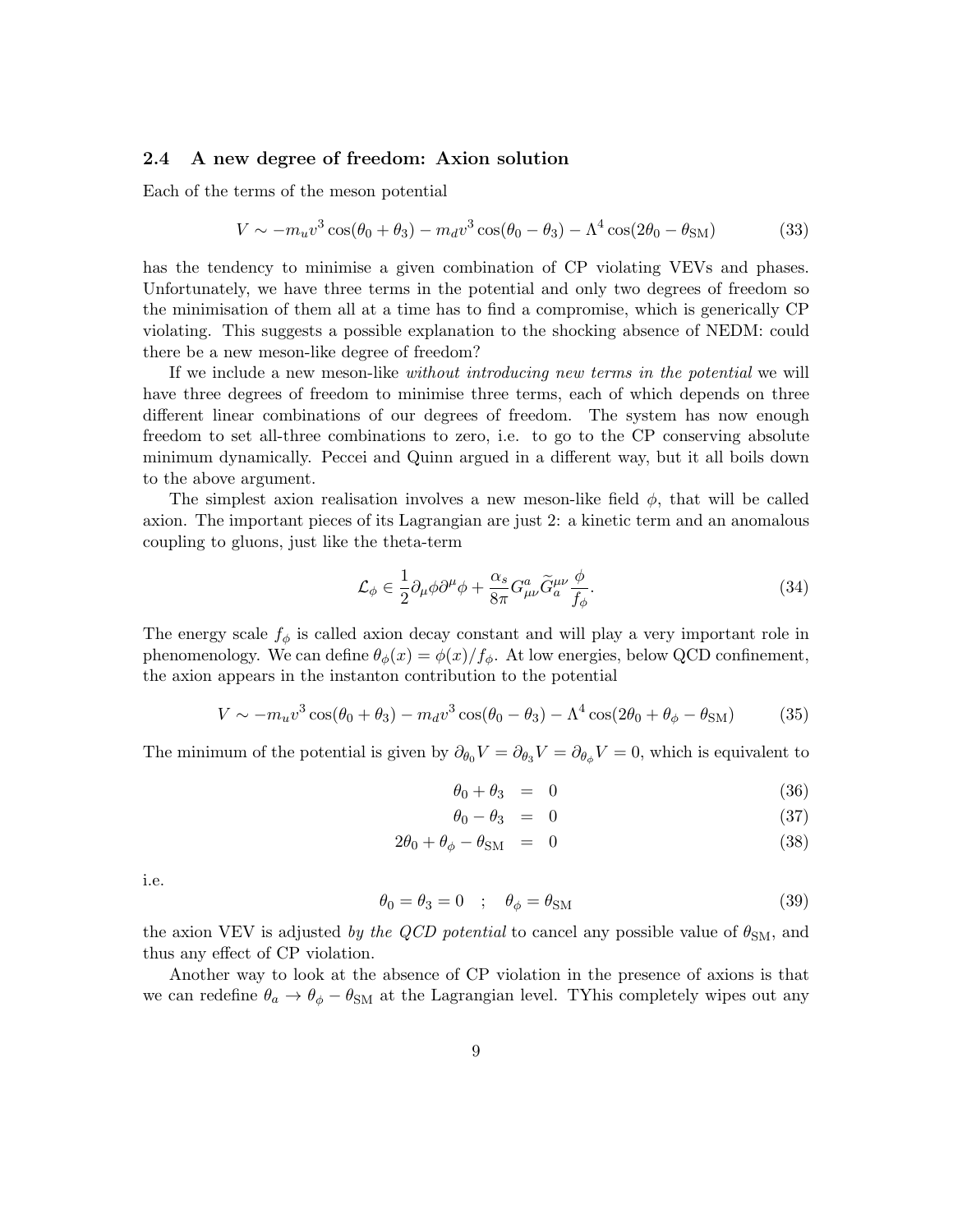### 2.4 A new degree of freedom: Axion solution

Each of the terms of the meson potential

$$V \sim -m_u v^3 \cos(\theta_0 + \theta_3) - m_d v^3 \cos(\theta_0 - \theta_3) - \Lambda^4 \cos(2\theta_0 - \theta_{\rm SM}) \tag{33}$$

has the tendency to minimise a given combination of CP violating VEVs and phases. Unfortunately, we have three terms in the potential and only two degrees of freedom so the minimisation of them all at a time has to find a compromise, which is generically CP violating. This suggests a possible explanation to the shocking absence of NEDM: could there be a new meson-like degree of freedom?

If we include a new meson-like *without introducing new terms in the potential* we will have three degrees of freedom to minimise three terms, each of which depends on three different linear combinations of our degrees of freedom. The system has now enough freedom to set all-three combinations to zero, i.e. to go to the CP conserving absolute minimum dynamically. Peccei and Quinn argued in a different way, but it all boils down to the above argument.

The simplest axion realisation involves a new meson-like field $\phi$, that will be called axion. The important pieces of its Lagrangian are just 2: a kinetic term and an anomalous coupling to gluons, just like the theta-term

$$\mathcal{L}_\phi \in \frac{1}{2}\partial_\mu \phi \partial^\mu \phi + \frac{\alpha_s}{8\pi} G^a_{\mu\nu} \widetilde{G}^{\mu\nu}_a \frac{\phi}{f_\phi}. \tag{34}$$

The energy scale $f_\phi$ is called axion decay constant and will play a very important role in phenomenology. We can define $\theta_\phi(x) = \phi(x)/f_\phi$. At low energies, below QCD confinement, the axion appears in the instanton contribution to the potential

$$V \sim -m_u v^3 \cos(\theta_0 + \theta_3) - m_d v^3 \cos(\theta_0 - \theta_3) - \Lambda^4 \cos(2\theta_0 + \theta_\phi - \theta_{\rm SM}) \tag{35}$$

The minimum of the potential is given by $\partial_{\theta_0} V = \partial_{\theta_3} V = \partial_{\theta_\phi} V = 0$, which is equivalent to

$$\theta_0 + \theta_3 = 0 \tag{36}$$

$$\theta_0 - \theta_3 = 0 \tag{37}$$

$$2\theta_0 + \theta_\phi - \theta_{\rm SM} = 0 \tag{38}$$

i.e.

$$\theta_0 = \theta_3 = 0 \quad ; \quad \theta_\phi = \theta_{\rm SM} \tag{39}$$

the axion VEV is adjusted *by the QCD potential* to cancel any possible value of $\theta_{\rm SM}$, and thus any effect of CP violation.

Another way to look at the absence of CP violation in the presence of axions is that we can redefine $\theta_a \to \theta_\phi - \theta_{\rm SM}$ at the Lagrangian level. TYhis completely wipes out any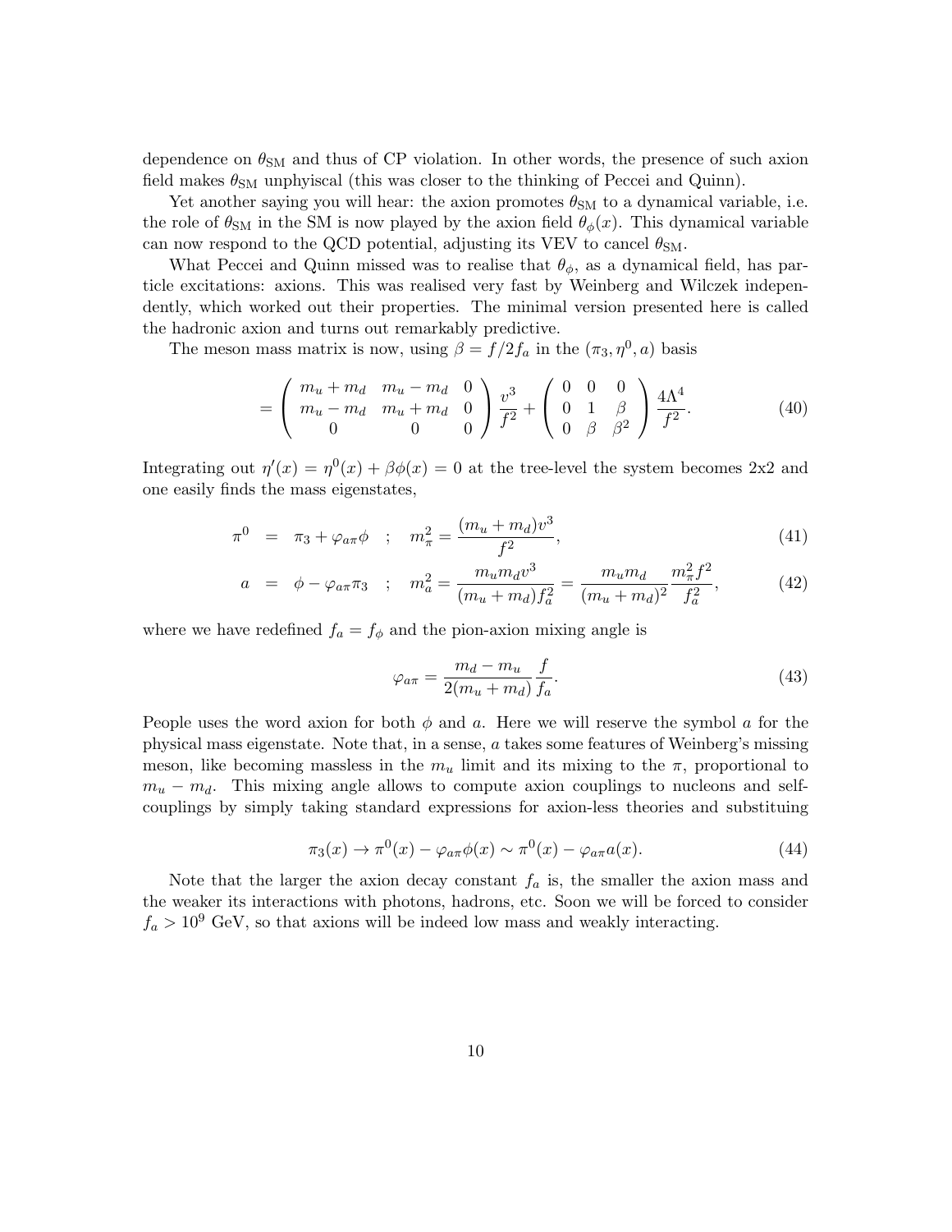dependence on $\theta_{\rm SM}$ and thus of CP violation. In other words, the presence of such axion field makes $\theta_{\rm SM}$ unphyiscal (this was closer to the thinking of Peccei and Quinn).

Yet another saying you will hear: the axion promotes $\theta_{\rm SM}$ to a dynamical variable, i.e. the role of $\theta_{\rm SM}$ in the SM is now played by the axion field $\theta_\phi(x)$. This dynamical variable can now respond to the QCD potential, adjusting its VEV to cancel $\theta_{\rm SM}$.

What Peccei and Quinn missed was to realise that $\theta_\phi$, as a dynamical field, has particle excitations: axions. This was realised very fast by Weinberg and Wilczek independently, which worked out their properties. The minimal version presented here is called the hadronic axion and turns out remarkably predictive.

The meson mass matrix is now, using $\beta = f/2f_a$ in the $(\pi_3, \eta^0, a)$ basis

$$= \left(\begin{array}{ccc} m_u + m_d & m_u - m_d & 0 \\ m_u - m_d & m_u + m_d & 0 \\ 0 & 0 & 0 \end{array}\right) \frac{v^3}{f^2} + \left(\begin{array}{ccc} 0 & 0 & 0 \\ 0 & 1 & \beta \\ 0 & \beta & \beta^2 \end{array}\right) \frac{4\Lambda^4}{f^2}. \tag{40}$$

Integrating out $\eta'(x) = \eta^0(x) + \beta\phi(x) = 0$ at the tree-level the system becomes 2x2 and one easily finds the mass eigenstates,

$$\pi^0 = \pi_3 + \varphi_{a\pi}\phi \quad ; \quad m_\pi^2 = \frac{(m_u + m_d)v^3}{f^2}, \tag{41}$$

$$a = \phi - \varphi_{a\pi}\pi_3 \quad ; \quad m_a^2 = \frac{m_u m_d v^3}{(m_u + m_d) f_a^2} = \frac{m_u m_d}{(m_u + m_d)^2} \frac{m_\pi^2 f^2}{f_a^2}, \tag{42}$$

where we have redefined $f_a = f_\phi$ and the pion-axion mixing angle is

$$\varphi_{a\pi} = \frac{m_d - m_u}{2(m_u + m_d)} \frac{f}{f_a}. \tag{43}$$

People uses the word axion for both $\phi$ and $a$. Here we will reserve the symbol $a$ for the physical mass eigenstate. Note that, in a sense, $a$ takes some features of Weinberg's missing meson, like becoming massless in the $m_u$ limit and its mixing to the $\pi$, proportional to $m_u - m_d$. This mixing angle allows to compute axion couplings to nucleons and self-couplings by simply taking standard expressions for axion-less theories and substituing

$$\pi_3(x) \to \pi^0(x) - \varphi_{a\pi}\phi(x) \sim \pi^0(x) - \varphi_{a\pi} a(x). \tag{44}$$

Note that the larger the axion decay constant $f_a$ is, the smaller the axion mass and the weaker its interactions with photons, hadrons, etc. Soon we will be forced to consider $f_a > 10^9$ GeV, so that axions will be indeed low mass and weakly interacting.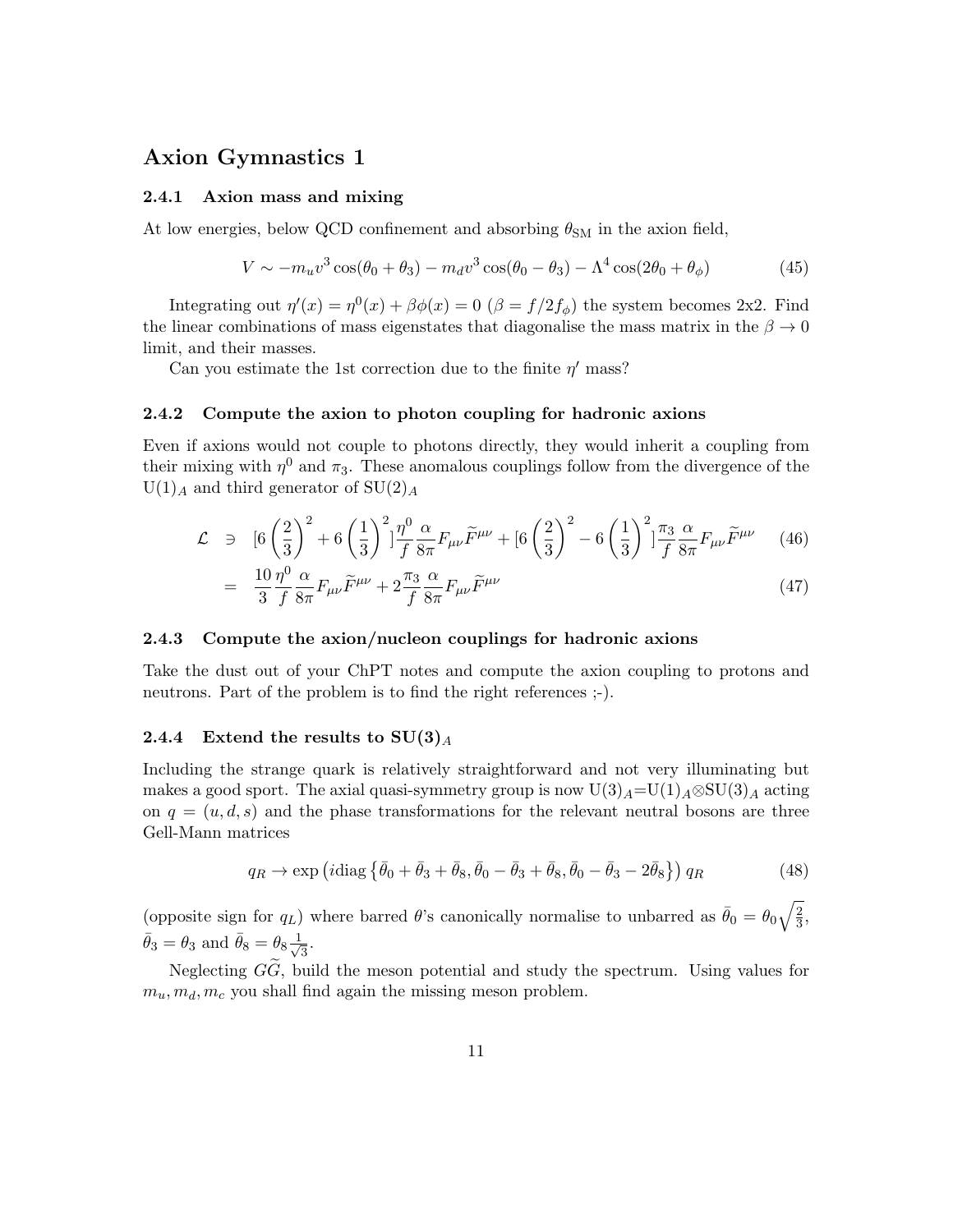## Axion Gymnastics 1

### 2.4.1 Axion mass and mixing

At low energies, below QCD confinement and absorbing $\theta_{\rm SM}$ in the axion field,

$$V \sim -m_u v^3 \cos(\theta_0 + \theta_3) - m_d v^3 \cos(\theta_0 - \theta_3) - \Lambda^4 \cos(2\theta_0 + \theta_\phi) \tag{45}$$

Integrating out $\eta'(x) = \eta^0(x) + \beta\phi(x) = 0$ ($\beta = f/2f_\phi$) the system becomes 2x2. Find the linear combinations of mass eigenstates that diagonalise the mass matrix in the $\beta \to 0$ limit, and their masses.

Can you estimate the 1st correction due to the finite $\eta'$ mass?

### 2.4.2 Compute the axion to photon coupling for hadronic axions

Even if axions would not couple to photons directly, they would inherit a coupling from their mixing with $\eta^0$ and $\pi_3$. These anomalous couplings follow from the divergence of the U(1)$_A$ and third generator of SU(2)$_A$

$$\begin{aligned}
\mathcal{L} &\ni [6\left(\frac{2}{3}\right)^2 + 6\left(\frac{1}{3}\right)^2]\frac{\eta^0}{f}\frac{\alpha}{8\pi}F_{\mu\nu}\widetilde{F}^{\mu\nu} + [6\left(\frac{2}{3}\right)^2 - 6\left(\frac{1}{3}\right)^2]\frac{\pi_3}{f}\frac{\alpha}{8\pi}F_{\mu\nu}\widetilde{F}^{\mu\nu} &(46)\\
&= \frac{10}{3}\frac{\eta^0}{f}\frac{\alpha}{8\pi}F_{\mu\nu}\widetilde{F}^{\mu\nu} + 2\frac{\pi_3}{f}\frac{\alpha}{8\pi}F_{\mu\nu}\widetilde{F}^{\mu\nu} &(47)
\end{aligned}$$

### 2.4.3 Compute the axion/nucleon couplings for hadronic axions

Take the dust out of your ChPT notes and compute the axion coupling to protons and neutrons. Part of the problem is to find the right references ;-).

### 2.4.4 Extend the results to SU(3)$_A$

Including the strange quark is relatively straightforward and not very illuminating but makes a good sport. The axial quasi-symmetry group is now U(3)$_A$=U(1)$_A$⊗SU(3)$_A$ acting on $q = (u, d, s)$ and the phase transformations for the relevant neutral bosons are three Gell-Mann matrices

$$q_R \to \exp\left(i\mathrm{diag}\left\{\bar\theta_0 + \bar\theta_3 + \bar\theta_8, \bar\theta_0 - \bar\theta_3 + \bar\theta_8, \bar\theta_0 - \bar\theta_3 - 2\bar\theta_8\right\}\right) q_R \tag{48}$$

(opposite sign for $q_L$) where barred $\theta$'s canonically normalise to unbarred as $\bar\theta_0 = \theta_0\sqrt{\frac{2}{3}}$, $\bar\theta_3 = \theta_3$ and $\bar\theta_8 = \theta_8\frac{1}{\sqrt{3}}$.

Neglecting $G\widetilde{G}$, build the meson potential and study the spectrum. Using values for $m_u, m_d, m_c$ you shall find again the missing meson problem.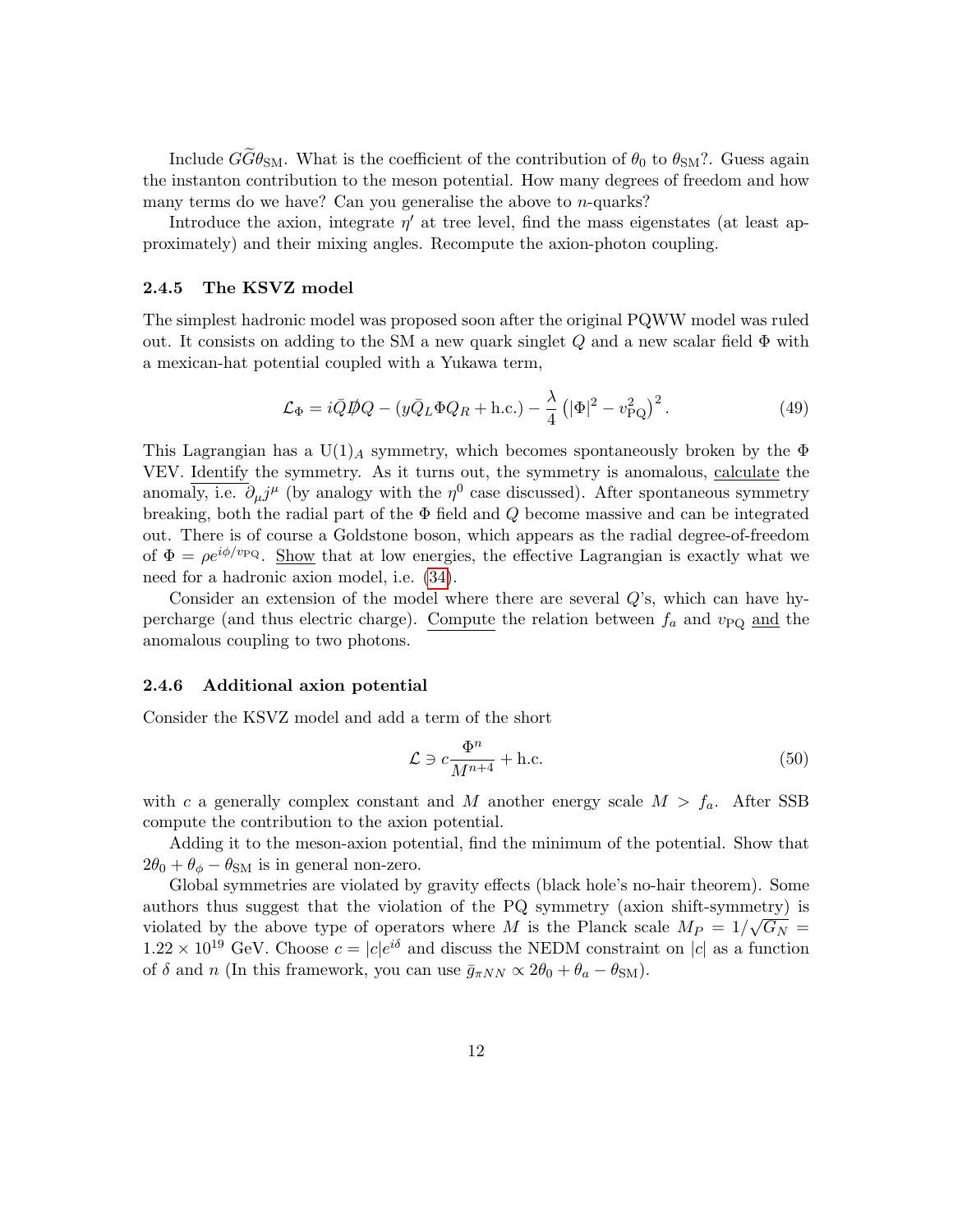Include $G\widetilde{G}\theta_{\rm SM}$. What is the coefficient of the contribution of $\theta_0$ to $\theta_{\rm SM}$?. Guess again the instanton contribution to the meson potential. How many degrees of freedom and how many terms do we have? Can you generalise the above to $n$-quarks?

Introduce the axion, integrate $\eta'$ at tree level, find the mass eigenstates (at least approximately) and their mixing angles. Recompute the axion-photon coupling.

### 2.4.5 The KSVZ model

The simplest hadronic model was proposed soon after the original PQWW model was ruled out. It consists on adding to the SM a new quark singlet $Q$ and a new scalar field $\Phi$ with a mexican-hat potential coupled with a Yukawa term,

$$\mathcal{L}_\Phi = i\bar{Q}\not{D}Q - (y\bar{Q}_L\Phi Q_R + \text{h.c.}) - \frac{\lambda}{4}\left(|\Phi|^2 - v_{\rm PQ}^2\right)^2 . \tag{49}$$

This Lagrangian has a $\mathrm{U}(1)_A$ symmetry, which becomes spontaneously broken by the $\Phi$ VEV. Identify the symmetry. As it turns out, the symmetry is anomalous, calculate the anomaly, i.e. $\partial_\mu j^\mu$ (by analogy with the $\eta^0$ case discussed). After spontaneous symmetry breaking, both the radial part of the $\Phi$ field and $Q$ become massive and can be integrated out. There is of course a Goldstone boson, which appears as the radial degree-of-freedom of $\Phi = \rho e^{i\phi/v_{\rm PQ}}$. Show that at low energies, the effective Lagrangian is exactly what we need for a hadronic axion model, i.e. (34).

Consider an extension of the model where there are several $Q$'s, which can have hypercharge (and thus electric charge). Compute the relation between $f_a$ and $v_{\rm PQ}$ and the anomalous coupling to two photons.

### 2.4.6 Additional axion potential

Consider the KSVZ model and add a term of the short

$$\mathcal{L} \ni c\frac{\Phi^n}{M^{n+4}} + \text{h.c.} \tag{50}$$

with $c$ a generally complex constant and $M$ another energy scale $M > f_a$. After SSB compute the contribution to the axion potential.

Adding it to the meson-axion potential, find the minimum of the potential. Show that $2\theta_0 + \theta_\phi - \theta_{\rm SM}$ is in general non-zero.

Global symmetries are violated by gravity effects (black hole's no-hair theorem). Some authors thus suggest that the violation of the PQ symmetry (axion shift-symmetry) is violated by the above type of operators where $M$ is the Planck scale $M_P = 1/\sqrt{G_N} = 1.22 \times 10^{19}$ GeV. Choose $c = |c|e^{i\delta}$ and discuss the NEDM constraint on $|c|$ as a function of $\delta$ and $n$ (In this framework, you can use $\bar{g}_{\pi NN} \propto 2\theta_0 + \theta_a - \theta_{\rm SM}$).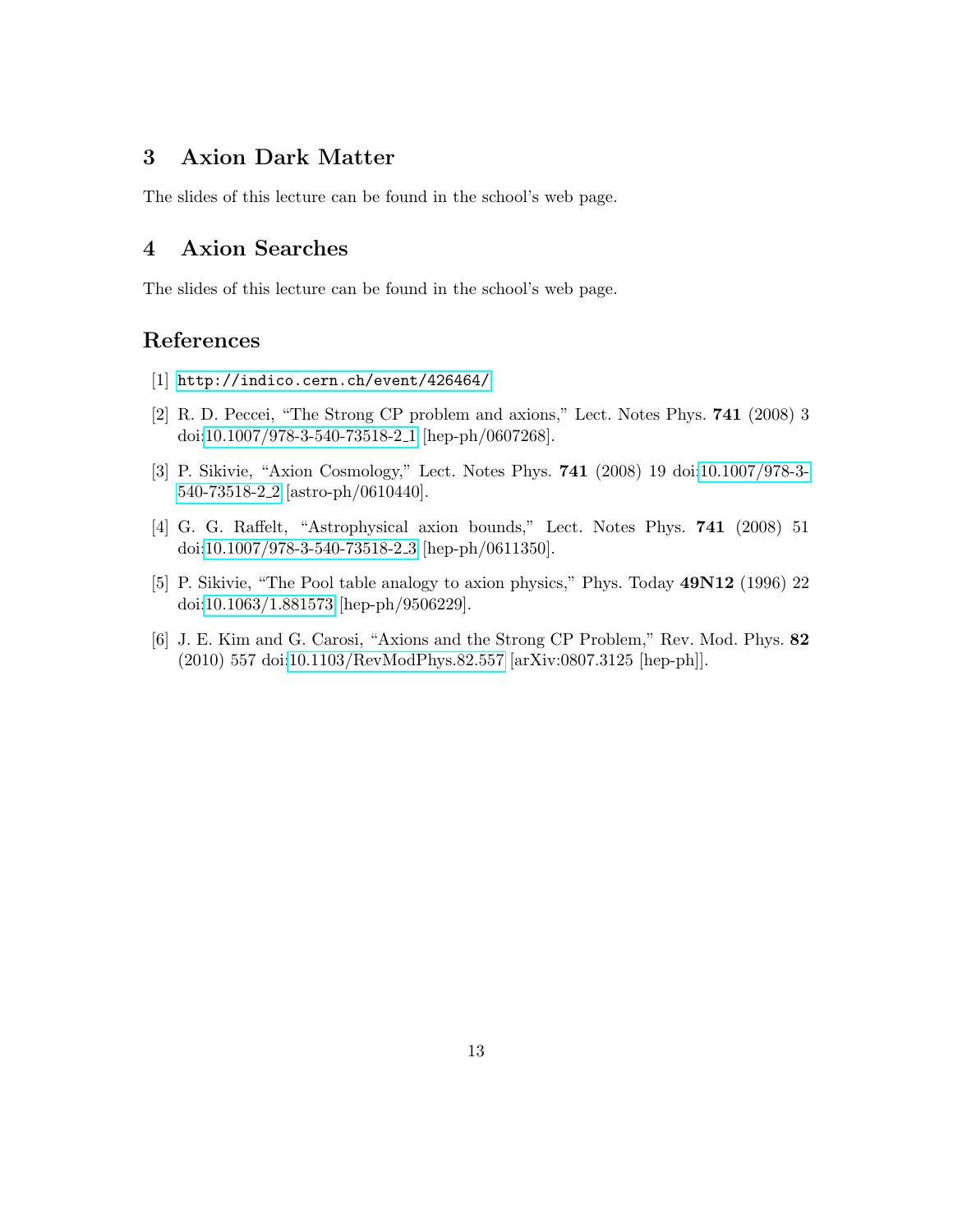## 3 Axion Dark Matter

The slides of this lecture can be found in the school's web page.

## 4 Axion Searches

The slides of this lecture can be found in the school's web page.

## References

[1] http://indico.cern.ch/event/426464/

[2] R. D. Peccei, "The Strong CP problem and axions," Lect. Notes Phys. **741** (2008) 3 doi:10.1007/978-3-540-73518-2_1 [hep-ph/0607268].

[3] P. Sikivie, "Axion Cosmology," Lect. Notes Phys. **741** (2008) 19 doi:10.1007/978-3-540-73518-2_2 [astro-ph/0610440].

[4] G. G. Raffelt, "Astrophysical axion bounds," Lect. Notes Phys. **741** (2008) 51 doi:10.1007/978-3-540-73518-2_3 [hep-ph/0611350].

[5] P. Sikivie, "The Pool table analogy to axion physics," Phys. Today **49N12** (1996) 22 doi:10.1063/1.881573 [hep-ph/9506229].

[6] J. E. Kim and G. Carosi, "Axions and the Strong CP Problem," Rev. Mod. Phys. **82** (2010) 557 doi:10.1103/RevModPhys.82.557 [arXiv:0807.3125 [hep-ph]].